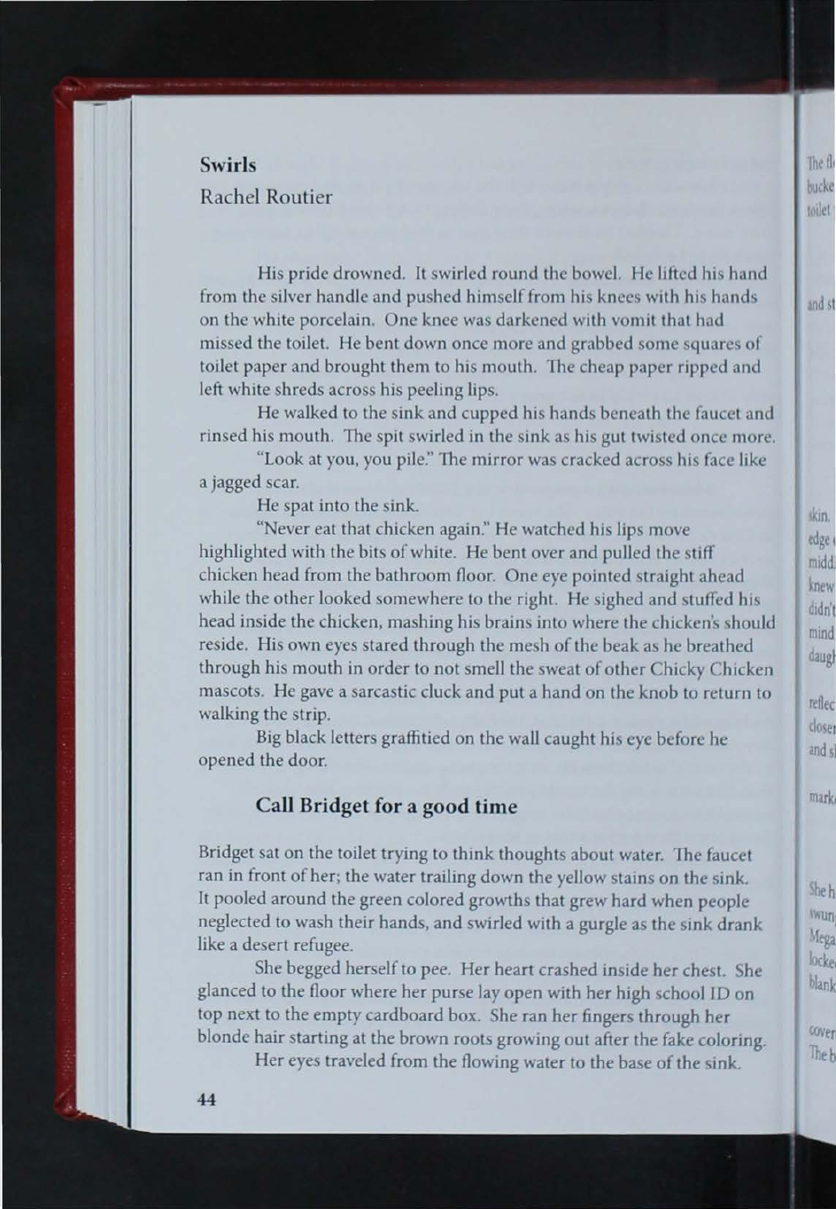## Swirls

Rachel Routier

His pride drowned. It swirled round the bowel. He lifted his hand from the silver handle and pushed himself from his knees with his hands on the white porcelain. One knee was darkened with vomit that had missed the toilet. He bent down once more and grabbed some squares of toilet paper and brought them to his mouth. The cheap paper ripped and left white shreds across his peeling lips.

He walked to the sink and cupped his hands beneath the faucet and rinsed his mouth. The spit swirled in the sink as his gut twisted once more.

"Look at you, you pile." The mirror was cracked across his face like a jagged scar.

He spat into the sink.

"Never eat that chicken again." He watched his lips move highlighted with the bits of white. He bent over and pulled the stiff chicken head from the bathroom floor. One eye pointed straight ahead while the other looked somewhere to the right. He sighed and stuffed his head inside the chicken, mashing his brains into where the chicken's should reside. His own eyes stared through the mesh of the beak as he breathed through his mouth in order to not smell the sweat of other Chicky Chicken mascots. He gave a sarcastic cluck and put a hand on the knob to return to walking the strip.

Big black letters graffitied on the wall caught his eye before he opened the door.

**Call Bridget for a good time**

Bridget sat on the toilet trying to think thoughts about water. The faucet ran in front of her; the water trailing down the yellow stains on the sink. It pooled around the green colored growths that grew hard when people neglected to wash their hands, and swirled with a gurgle as the sink drank like a desert refugee.

She begged herself to pee. Her heart crashed inside her chest. She glanced to the floor where her purse lay open with her high school ID on top next to the empty cardboard box. She ran her fingers through her blonde hair starting at the brown roots growing out after the fake coloring.

Her eyes traveled from the flowing water to the base of the sink.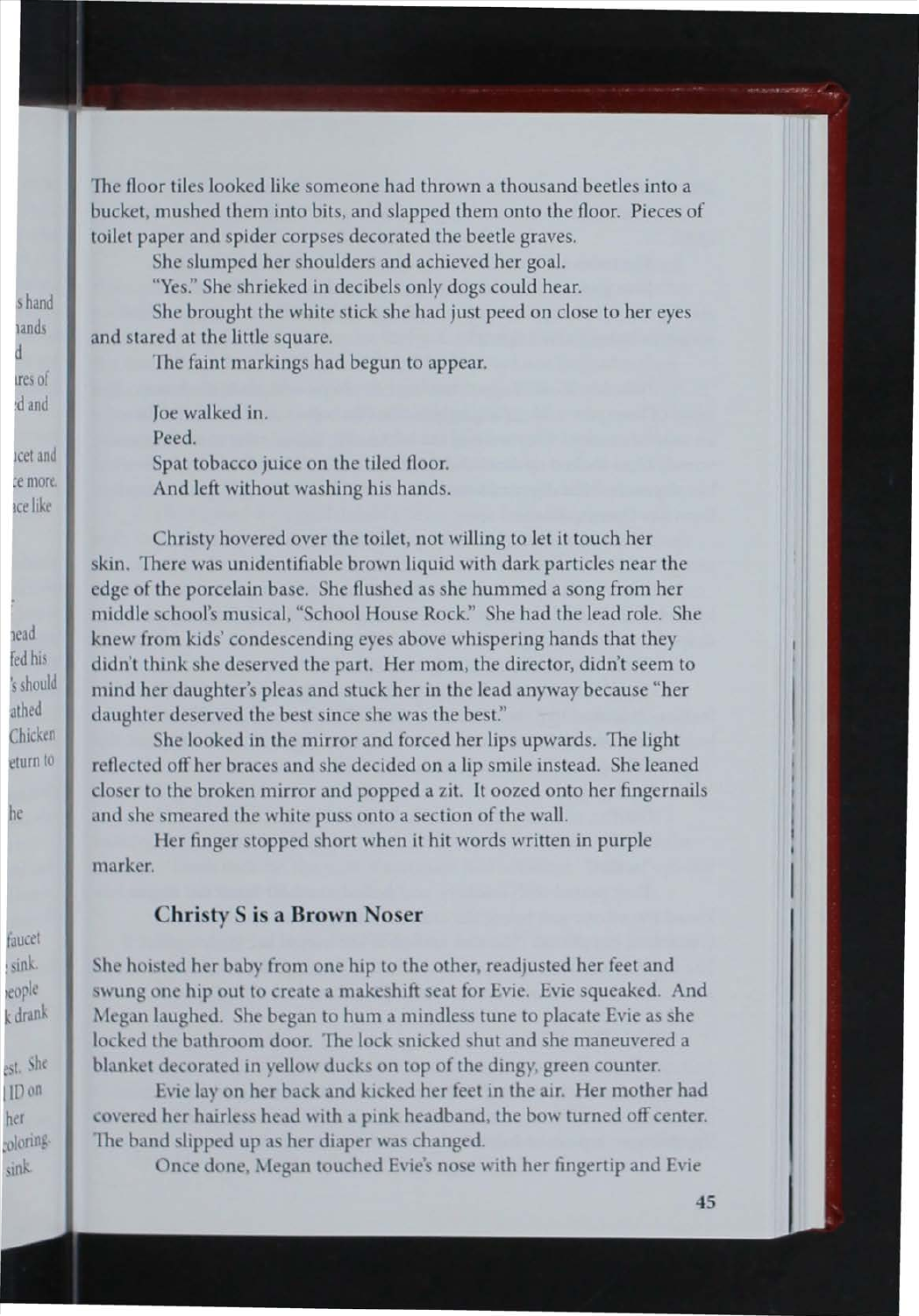The floor tiles looked like someone had thrown a thousand beetles into a bucket, mushed them into bits, and slapped them onto the floor. Pieces of toilet paper and spider corpses decorated the beetle graves.

She slumped her shoulders and achieved her goal.

"Yes." She shrieked in decibels only dogs could hear.

She brought the white stick she had just peed on close to her eyes and stared at the little square.

The faint markings had begun to appear.

Joe walked in.
Peed.
Spat tobacco juice on the tiled floor.
And left without washing his hands.

Christy hovered over the toilet, not willing to let it touch her skin. There was unidentifiable brown liquid with dark particles near the edge of the porcelain base. She flushed as she hummed a song from her middle school's musical, "School House Rock." She had the lead role. She knew from kids' condescending eyes above whispering hands that they didn't think she deserved the part. Her mom, the director, didn't seem to mind her daughter's pleas and stuck her in the lead anyway because "her daughter deserved the best since she was the best."

She looked in the mirror and forced her lips upwards. The light reflected off her braces and she decided on a lip smile instead. She leaned closer to the broken mirror and popped a zit. It oozed onto her fingernails and she smeared the white puss onto a section of the wall.

Her finger stopped short when it hit words written in purple marker.

### Christy S is a Brown Noser

She hoisted her baby from one hip to the other, readjusted her feet and swung one hip out to create a makeshift seat for Evie. Evie squeaked. And Megan laughed. She began to hum a mindless tune to placate Evie as she locked the bathroom door. The lock snicked shut and she maneuvered a blanket decorated in yellow ducks on top of the dingy, green counter.

Evie lay on her back and kicked her feet in the air. Her mother had covered her hairless head with a pink headband, the bow turned off center. The band slipped up as her diaper was changed.

Once done, Megan touched Evie's nose with her fingertip and Evie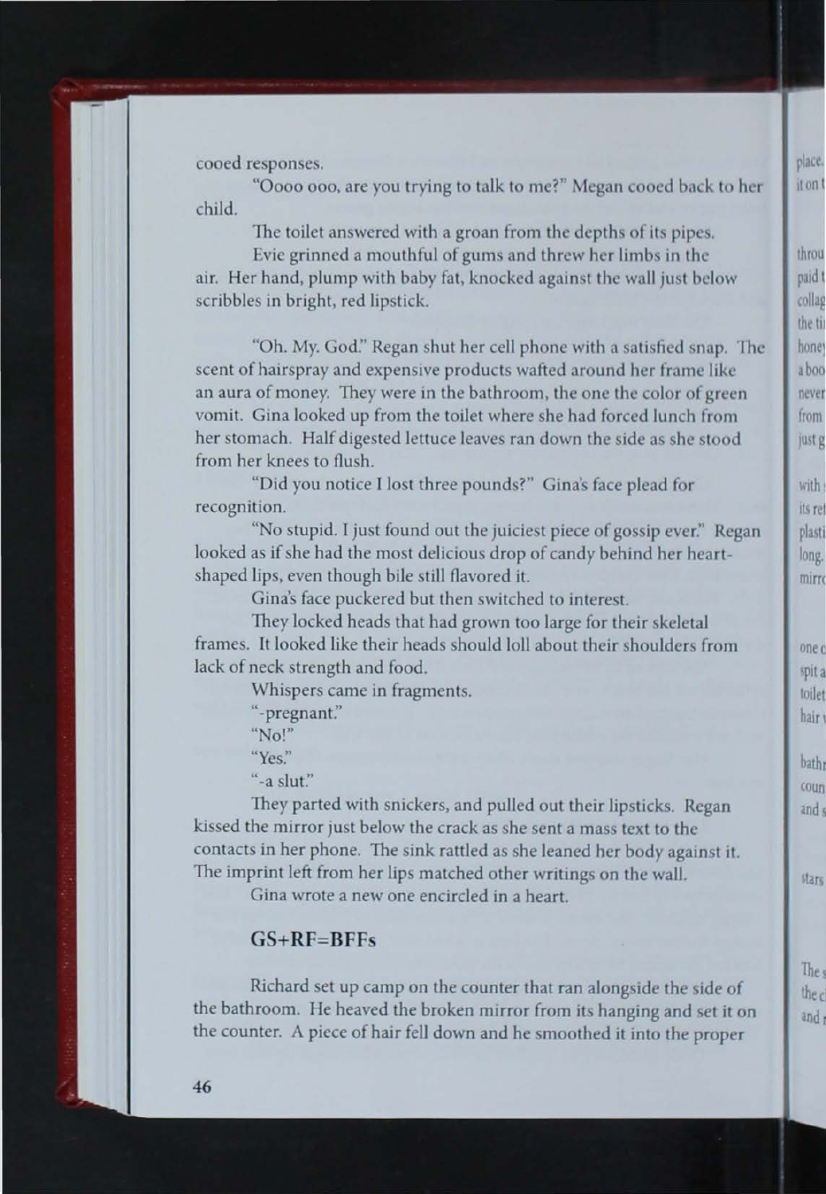cooed responses.

"Oooo ooo, are you trying to talk to me?" Megan cooed back to her child.

The toilet answered with a groan from the depths of its pipes.

Evie grinned a mouthful of gums and threw her limbs in the air. Her hand, plump with baby fat, knocked against the wall just below scribbles in bright, red lipstick.

"Oh. My. God." Regan shut her cell phone with a satisfied snap. The scent of hairspray and expensive products wafted around her frame like an aura of money. They were in the bathroom, the one the color of green vomit. Gina looked up from the toilet where she had forced lunch from her stomach. Half digested lettuce leaves ran down the side as she stood from her knees to flush.

"Did you notice I lost three pounds?" Gina's face plead for recognition.

"No stupid. I just found out the juiciest piece of gossip ever." Regan looked as if she had the most delicious drop of candy behind her heart-shaped lips, even though bile still flavored it.

Gina's face puckered but then switched to interest.

They locked heads that had grown too large for their skeletal frames. It looked like their heads should loll about their shoulders from lack of neck strength and food.

Whispers came in fragments.

"-pregnant."

"No!"

"Yes."

"-a slut."

They parted with snickers, and pulled out their lipsticks. Regan kissed the mirror just below the crack as she sent a mass text to the contacts in her phone. The sink rattled as she leaned her body against it. The imprint left from her lips matched other writings on the wall.

Gina wrote a new one encircled in a heart.

**GS+RF=BFFs**

Richard set up camp on the counter that ran alongside the side of the bathroom. He heaved the broken mirror from its hanging and set it on the counter. A piece of hair fell down and he smoothed it into the proper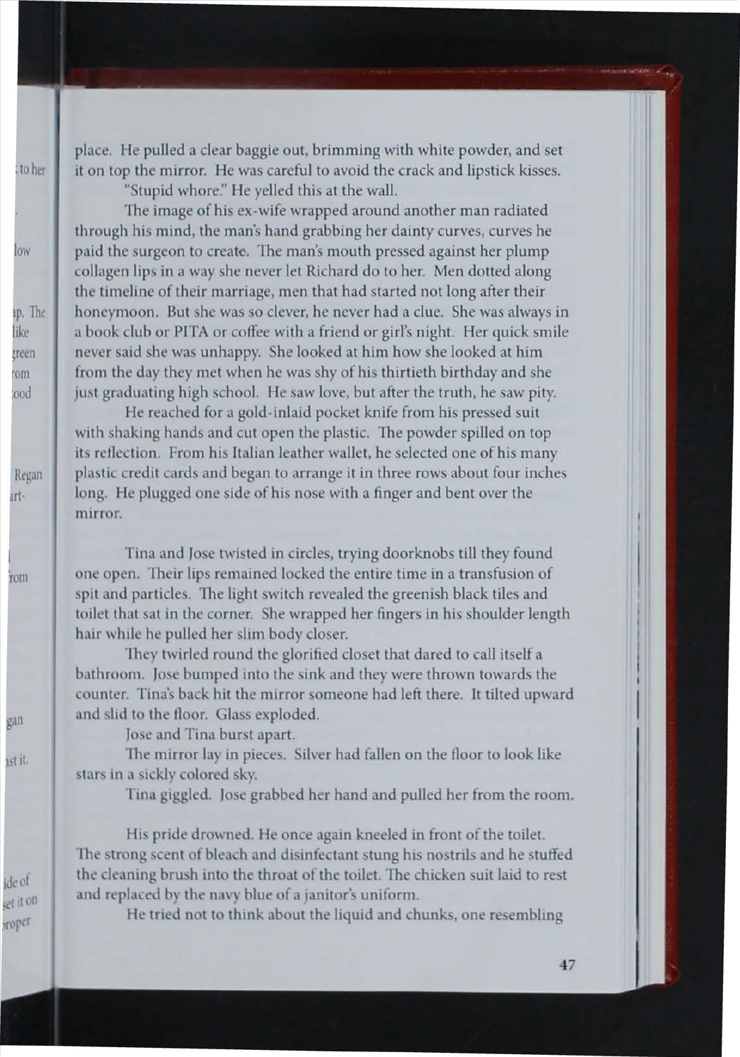place. He pulled a clear baggie out, brimming with white powder, and set it on top the mirror. He was careful to avoid the crack and lipstick kisses.

"Stupid whore." He yelled this at the wall.

The image of his ex-wife wrapped around another man radiated through his mind, the man's hand grabbing her dainty curves, curves he paid the surgeon to create. The man's mouth pressed against her plump collagen lips in a way she never let Richard do to her. Men dotted along the timeline of their marriage, men that had started not long after their honeymoon. But she was so clever, he never had a clue. She was always in a book club or PITA or coffee with a friend or girl's night. Her quick smile never said she was unhappy. She looked at him how she looked at him from the day they met when he was shy of his thirtieth birthday and she just graduating high school. He saw love, but after the truth, he saw pity.

He reached for a gold-inlaid pocket knife from his pressed suit with shaking hands and cut open the plastic. The powder spilled on top its reflection. From his Italian leather wallet, he selected one of his many plastic credit cards and began to arrange it in three rows about four inches long. He plugged one side of his nose with a finger and bent over the mirror.

Tina and Jose twisted in circles, trying doorknobs till they found one open. Their lips remained locked the entire time in a transfusion of spit and particles. The light switch revealed the greenish black tiles and toilet that sat in the corner. She wrapped her fingers in his shoulder length hair while he pulled her slim body closer.

They twirled round the glorified closet that dared to call itself a bathroom. Jose bumped into the sink and they were thrown towards the counter. Tina's back hit the mirror someone had left there. It tilted upward and slid to the floor. Glass exploded.

Jose and Tina burst apart.

The mirror lay in pieces. Silver had fallen on the floor to look like stars in a sickly colored sky.

Tina giggled. Jose grabbed her hand and pulled her from the room.

His pride drowned. He once again kneeled in front of the toilet. The strong scent of bleach and disinfectant stung his nostrils and he stuffed the cleaning brush into the throat of the toilet. The chicken suit laid to rest and replaced by the navy blue of a janitor's uniform.

He tried not to think about the liquid and chunks, one resembling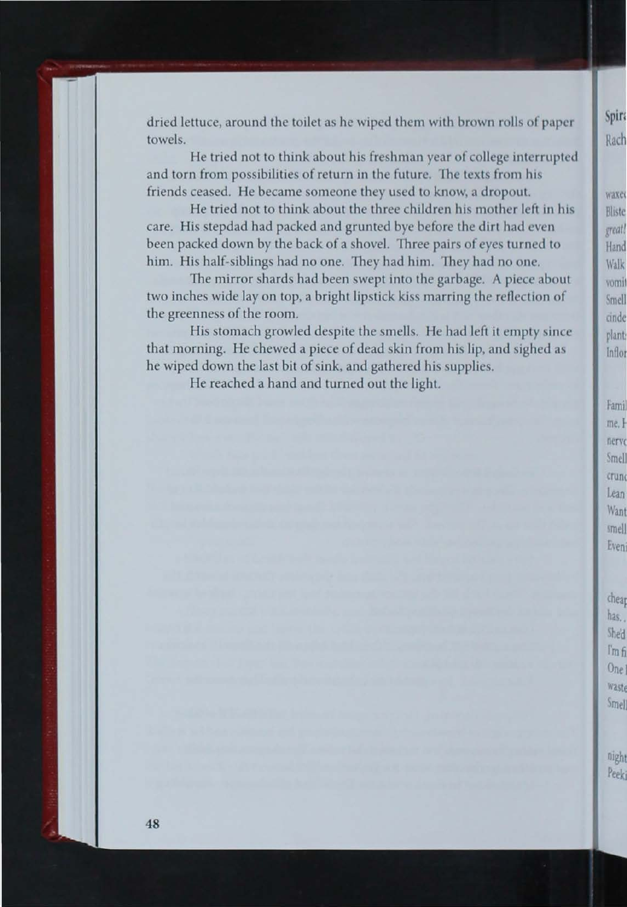dried lettuce, around the toilet as he wiped them with brown rolls of paper towels.

He tried not to think about his freshman year of college interrupted and torn from possibilities of return in the future. The texts from his friends ceased. He became someone they used to know, a dropout.

He tried not to think about the three children his mother left in his care. His stepdad had packed and grunted bye before the dirt had even been packed down by the back of a shovel. Three pairs of eyes turned to him. His half-siblings had no one. They had him. They had no one.

The mirror shards had been swept into the garbage. A piece about two inches wide lay on top, a bright lipstick kiss marring the reflection of the greenness of the room.

His stomach growled despite the smells. He had left it empty since that morning. He chewed a piece of dead skin from his lip, and sighed as he wiped down the last bit of sink, and gathered his supplies.

He reached a hand and turned out the light.